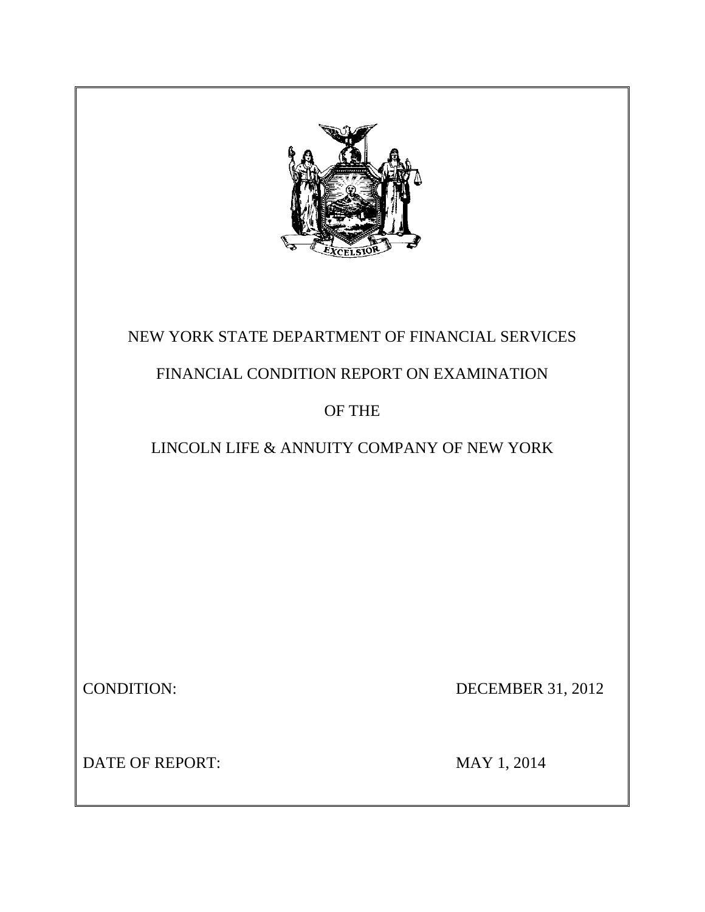NEW YORK STATE DEPARTMENT OF FINANCIAL SERVICES

FINANCIAL CONDITION REPORT ON EXAMINATION

OF THE

LINCOLN LIFE & ANNUITY COMPANY OF NEW YORK

CONDITION: DECEMBER 31, 2012

DATE OF REPORT: MAY 1, 2014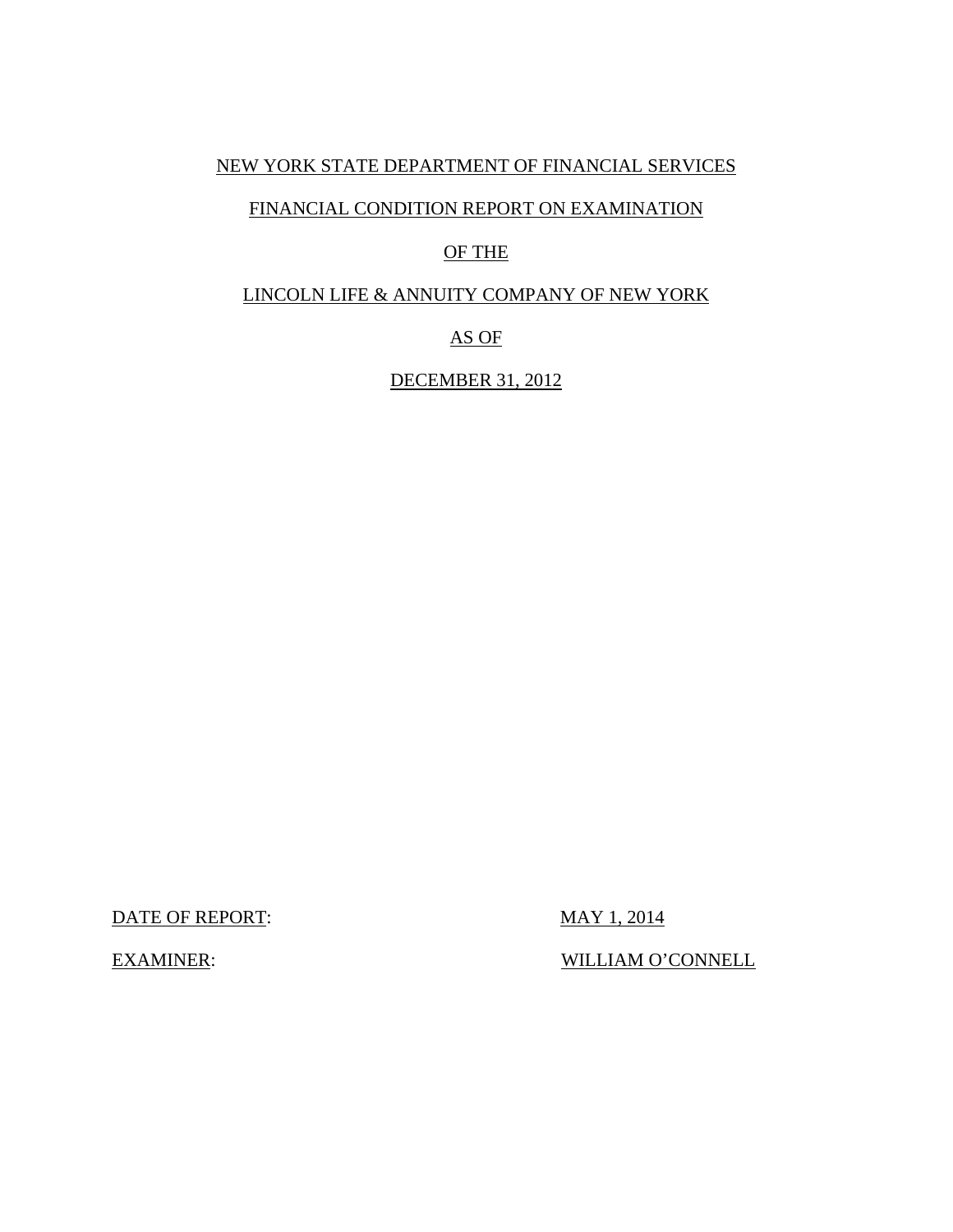NEW YORK STATE DEPARTMENT OF FINANCIAL SERVICES

FINANCIAL CONDITION REPORT ON EXAMINATION

OF THE

LINCOLN LIFE & ANNUITY COMPANY OF NEW YORK

AS OF

DECEMBER 31, 2012

DATE OF REPORT: MAY 1, 2014

EXAMINER: WILLIAM O'CONNELL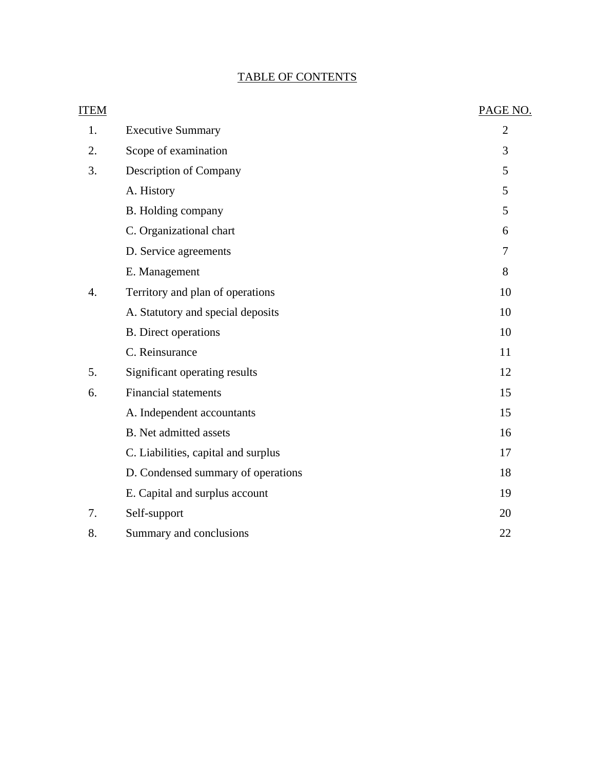# TABLE OF CONTENTS

| ITEM | | PAGE NO. |
|---|---|---|
| 1. | Executive Summary | 2 |
| 2. | Scope of examination | 3 |
| 3. | Description of Company | 5 |
| | A. History | 5 |
| | B. Holding company | 5 |
| | C. Organizational chart | 6 |
| | D. Service agreements | 7 |
| | E. Management | 8 |
| 4. | Territory and plan of operations | 10 |
| | A. Statutory and special deposits | 10 |
| | B. Direct operations | 10 |
| | C. Reinsurance | 11 |
| 5. | Significant operating results | 12 |
| 6. | Financial statements | 15 |
| | A. Independent accountants | 15 |
| | B. Net admitted assets | 16 |
| | C. Liabilities, capital and surplus | 17 |
| | D. Condensed summary of operations | 18 |
| | E. Capital and surplus account | 19 |
| 7. | Self-support | 20 |
| 8. | Summary and conclusions | 22 |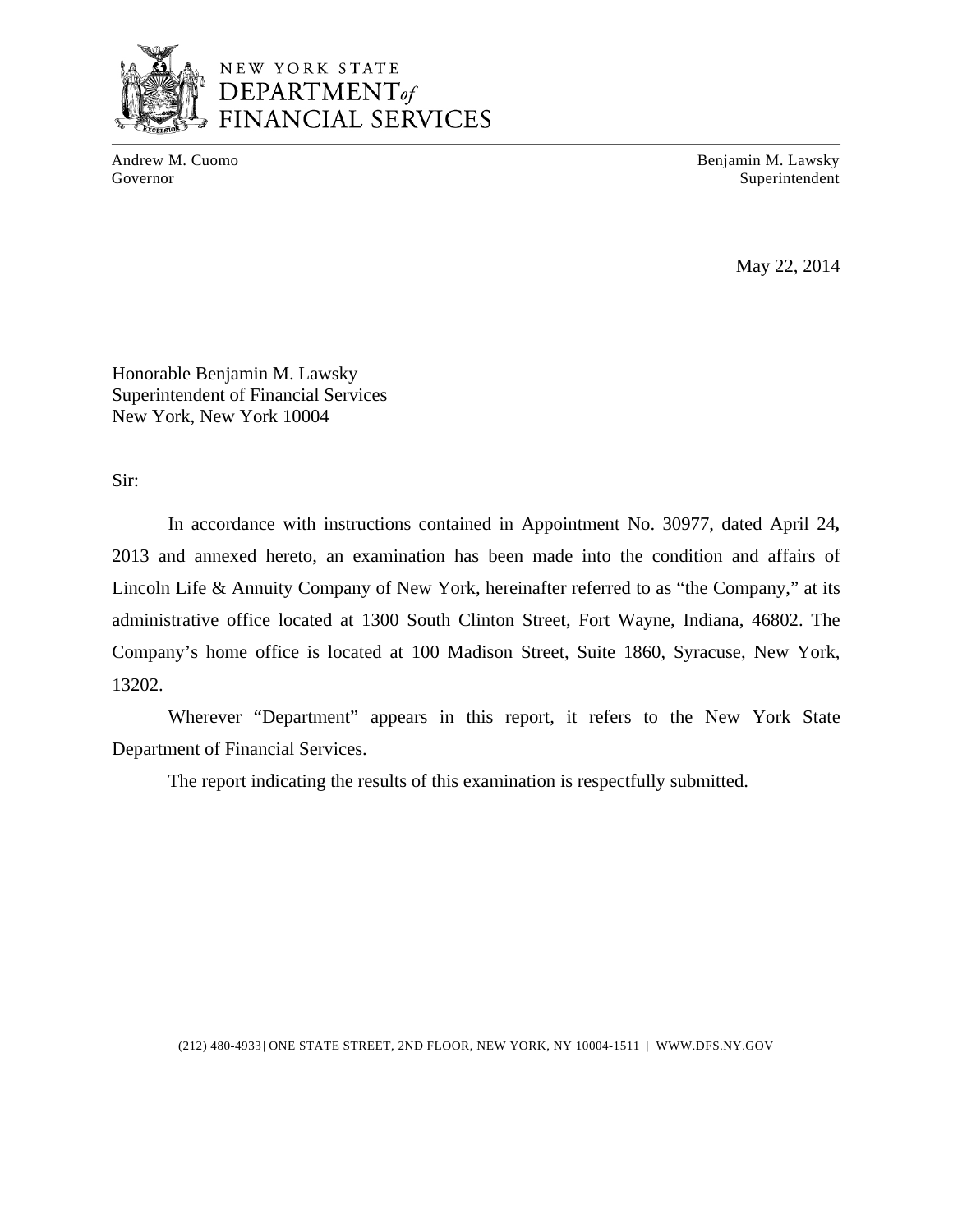NEW YORK STATE
DEPARTMENT of
FINANCIAL SERVICES

Andrew M. Cuomo
Governor

Benjamin M. Lawsky
Superintendent

May 22, 2014

Honorable Benjamin M. Lawsky
Superintendent of Financial Services
New York, New York 10004

Sir:

In accordance with instructions contained in Appointment No. 30977, dated April 24**,** 2013 and annexed hereto, an examination has been made into the condition and affairs of Lincoln Life & Annuity Company of New York, hereinafter referred to as "the Company," at its administrative office located at 1300 South Clinton Street, Fort Wayne, Indiana, 46802. The Company's home office is located at 100 Madison Street, Suite 1860, Syracuse, New York, 13202.

Wherever "Department" appears in this report, it refers to the New York State Department of Financial Services.

The report indicating the results of this examination is respectfully submitted.

(212) 480-4933 | ONE STATE STREET, 2ND FLOOR, NEW YORK, NY 10004-1511 | WWW.DFS.NY.GOV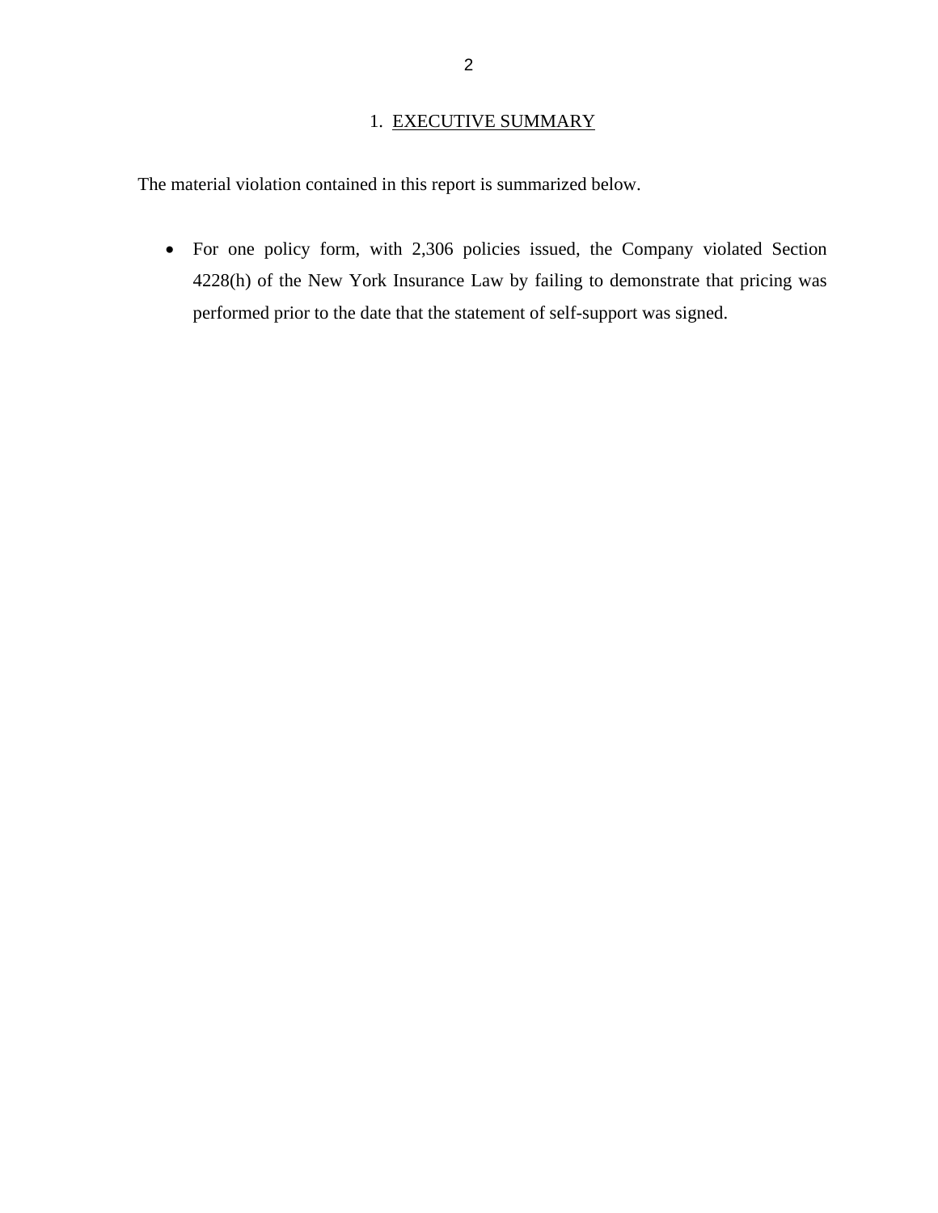## 1. EXECUTIVE SUMMARY

The material violation contained in this report is summarized below.

- For one policy form, with 2,306 policies issued, the Company violated Section 4228(h) of the New York Insurance Law by failing to demonstrate that pricing was performed prior to the date that the statement of self-support was signed.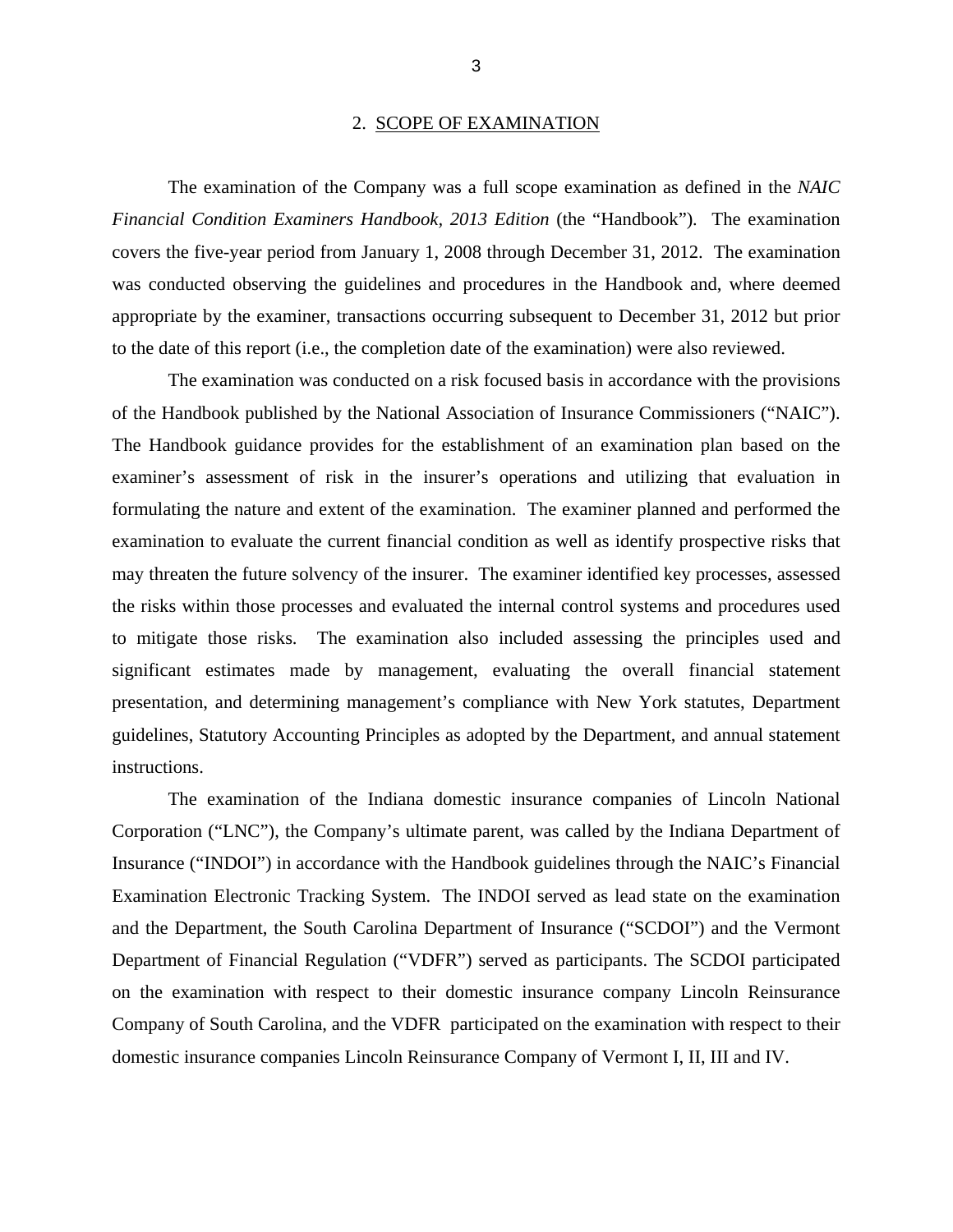## 2. SCOPE OF EXAMINATION

The examination of the Company was a full scope examination as defined in the *NAIC Financial Condition Examiners Handbook, 2013 Edition* (the "Handbook"). The examination covers the five-year period from January 1, 2008 through December 31, 2012. The examination was conducted observing the guidelines and procedures in the Handbook and, where deemed appropriate by the examiner, transactions occurring subsequent to December 31, 2012 but prior to the date of this report (i.e., the completion date of the examination) were also reviewed.

The examination was conducted on a risk focused basis in accordance with the provisions of the Handbook published by the National Association of Insurance Commissioners ("NAIC"). The Handbook guidance provides for the establishment of an examination plan based on the examiner's assessment of risk in the insurer's operations and utilizing that evaluation in formulating the nature and extent of the examination. The examiner planned and performed the examination to evaluate the current financial condition as well as identify prospective risks that may threaten the future solvency of the insurer. The examiner identified key processes, assessed the risks within those processes and evaluated the internal control systems and procedures used to mitigate those risks. The examination also included assessing the principles used and significant estimates made by management, evaluating the overall financial statement presentation, and determining management's compliance with New York statutes, Department guidelines, Statutory Accounting Principles as adopted by the Department, and annual statement instructions.

The examination of the Indiana domestic insurance companies of Lincoln National Corporation ("LNC"), the Company's ultimate parent, was called by the Indiana Department of Insurance ("INDOI") in accordance with the Handbook guidelines through the NAIC's Financial Examination Electronic Tracking System. The INDOI served as lead state on the examination and the Department, the South Carolina Department of Insurance ("SCDOI") and the Vermont Department of Financial Regulation ("VDFR") served as participants. The SCDOI participated on the examination with respect to their domestic insurance company Lincoln Reinsurance Company of South Carolina, and the VDFR participated on the examination with respect to their domestic insurance companies Lincoln Reinsurance Company of Vermont I, II, III and IV.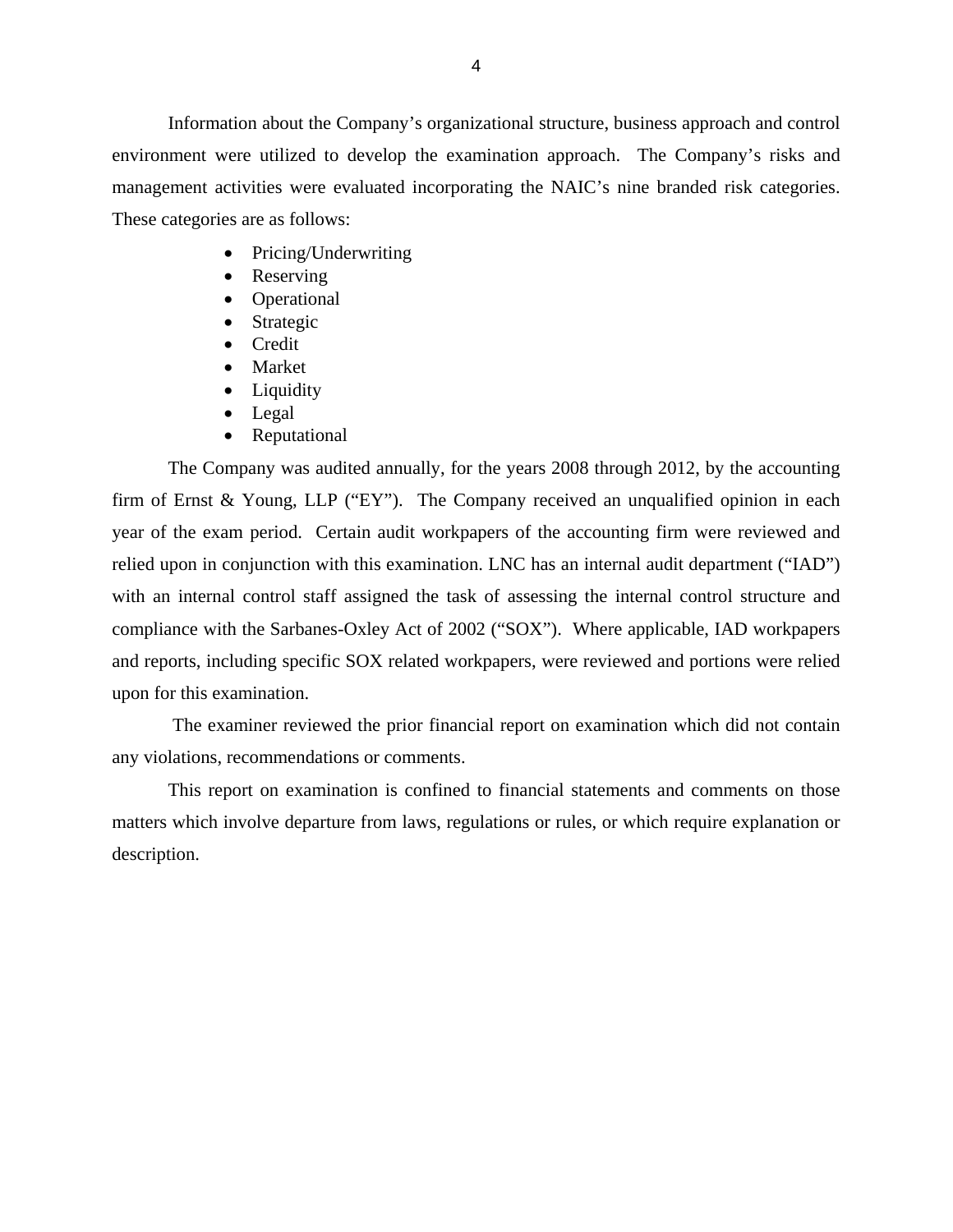Information about the Company's organizational structure, business approach and control environment were utilized to develop the examination approach. The Company's risks and management activities were evaluated incorporating the NAIC's nine branded risk categories. These categories are as follows:

- Pricing/Underwriting
- Reserving
- Operational
- Strategic
- Credit
- Market
- Liquidity
- Legal
- Reputational

The Company was audited annually, for the years 2008 through 2012, by the accounting firm of Ernst & Young, LLP ("EY"). The Company received an unqualified opinion in each year of the exam period. Certain audit workpapers of the accounting firm were reviewed and relied upon in conjunction with this examination. LNC has an internal audit department ("IAD") with an internal control staff assigned the task of assessing the internal control structure and compliance with the Sarbanes-Oxley Act of 2002 ("SOX"). Where applicable, IAD workpapers and reports, including specific SOX related workpapers, were reviewed and portions were relied upon for this examination.

The examiner reviewed the prior financial report on examination which did not contain any violations, recommendations or comments.

This report on examination is confined to financial statements and comments on those matters which involve departure from laws, regulations or rules, or which require explanation or description.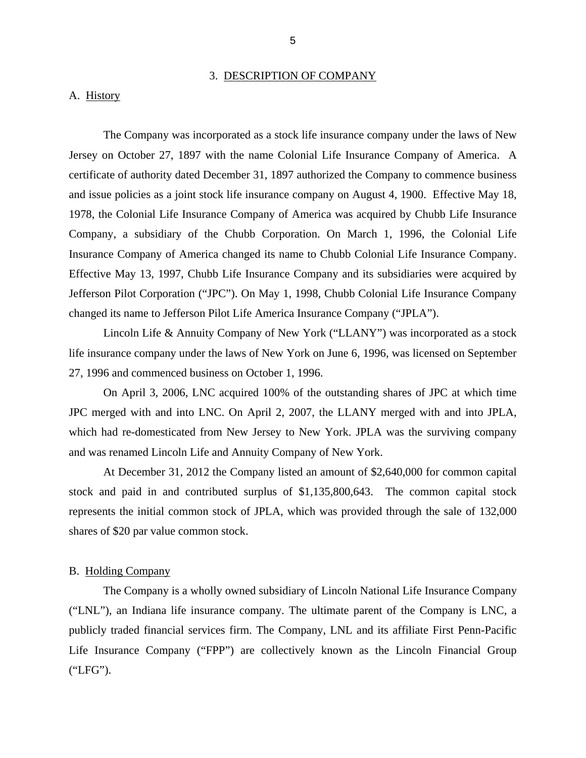# 3. DESCRIPTION OF COMPANY

## A. History

The Company was incorporated as a stock life insurance company under the laws of New Jersey on October 27, 1897 with the name Colonial Life Insurance Company of America. A certificate of authority dated December 31, 1897 authorized the Company to commence business and issue policies as a joint stock life insurance company on August 4, 1900. Effective May 18, 1978, the Colonial Life Insurance Company of America was acquired by Chubb Life Insurance Company, a subsidiary of the Chubb Corporation. On March 1, 1996, the Colonial Life Insurance Company of America changed its name to Chubb Colonial Life Insurance Company. Effective May 13, 1997, Chubb Life Insurance Company and its subsidiaries were acquired by Jefferson Pilot Corporation ("JPC"). On May 1, 1998, Chubb Colonial Life Insurance Company changed its name to Jefferson Pilot Life America Insurance Company ("JPLA").

Lincoln Life & Annuity Company of New York ("LLANY") was incorporated as a stock life insurance company under the laws of New York on June 6, 1996, was licensed on September 27, 1996 and commenced business on October 1, 1996.

On April 3, 2006, LNC acquired 100% of the outstanding shares of JPC at which time JPC merged with and into LNC. On April 2, 2007, the LLANY merged with and into JPLA, which had re-domesticated from New Jersey to New York. JPLA was the surviving company and was renamed Lincoln Life and Annuity Company of New York.

At December 31, 2012 the Company listed an amount of $2,640,000 for common capital stock and paid in and contributed surplus of $1,135,800,643. The common capital stock represents the initial common stock of JPLA, which was provided through the sale of 132,000 shares of $20 par value common stock.

## B. Holding Company

The Company is a wholly owned subsidiary of Lincoln National Life Insurance Company ("LNL"), an Indiana life insurance company. The ultimate parent of the Company is LNC, a publicly traded financial services firm. The Company, LNL and its affiliate First Penn-Pacific Life Insurance Company ("FPP") are collectively known as the Lincoln Financial Group ("LFG").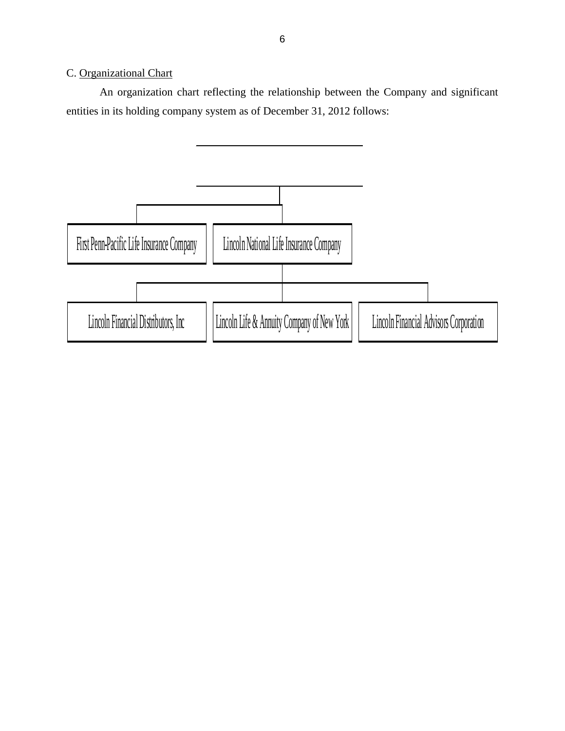C. Organizational Chart

An organization chart reflecting the relationship between the Company and significant entities in its holding company system as of December 31, 2012 follows:

First Penn-Pacific Life Insurance Company

Lincoln National Life Insurance Company

Lincoln Financial Distributors, Inc

Lincoln Life & Annuity Company of New York

Lincoln Financial Advisors Corporation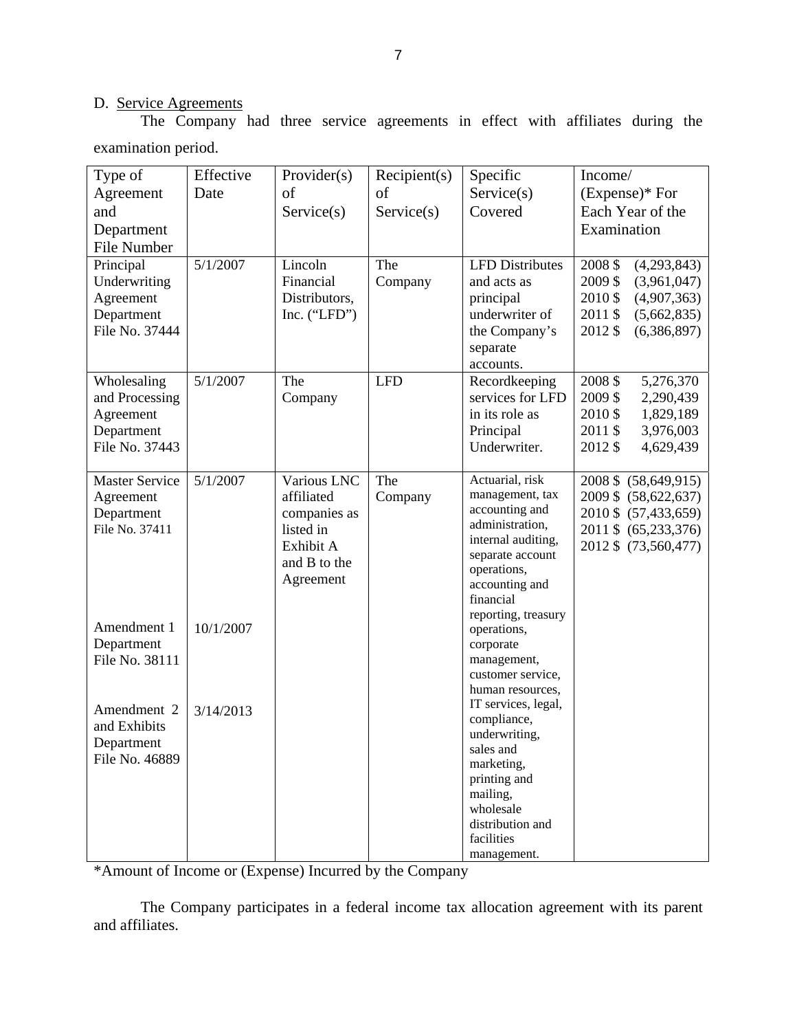D. Service Agreements

The Company had three service agreements in effect with affiliates during the examination period.

| Type of Agreement and Department File Number | Effective Date | Provider(s) of Service(s) | Recipient(s) of Service(s) | Specific Service(s) Covered | Income/ (Expense)* For Each Year of the Examination |
|---|---|---|---|---|---|
| Principal Underwriting Agreement Department File No. 37444 | 5/1/2007 | Lincoln Financial Distributors, Inc. ("LFD") | The Company | LFD Distributes and acts as principal underwriter of the Company's separate accounts. | 2008 $ (4,293,843)<br>2009 $ (3,961,047)<br>2010 $ (4,907,363)<br>2011 $ (5,662,835)<br>2012 $ (6,386,897) |
| Wholesaling and Processing Agreement Department File No. 37443 | 5/1/2007 | The Company | LFD | Recordkeeping services for LFD in its role as Principal Underwriter. | 2008 $ 5,276,370<br>2009 $ 2,290,439<br>2010 $ 1,829,189<br>2011 $ 3,976,003<br>2012 $ 4,629,439 |
| Master Service Agreement Department File No. 37411<br><br>Amendment 1 Department File No. 38111<br><br>Amendment 2 and Exhibits Department File No. 46889 | 5/1/2007<br><br>10/1/2007<br><br>3/14/2013 | Various LNC affiliated companies as listed in Exhibit A and B to the Agreement | The Company | Actuarial, risk management, tax accounting and administration, internal auditing, separate account operations, accounting and financial reporting, treasury operations, corporate management, customer service, human resources, IT services, legal, compliance, underwriting, sales and marketing, printing and mailing, wholesale distribution and facilities management. | 2008 $ (58,649,915)<br>2009 $ (58,622,637)<br>2010 $ (57,433,659)<br>2011 $ (65,233,376)<br>2012 $ (73,560,477) |

*Amount of Income or (Expense) Incurred by the Company

The Company participates in a federal income tax allocation agreement with its parent and affiliates.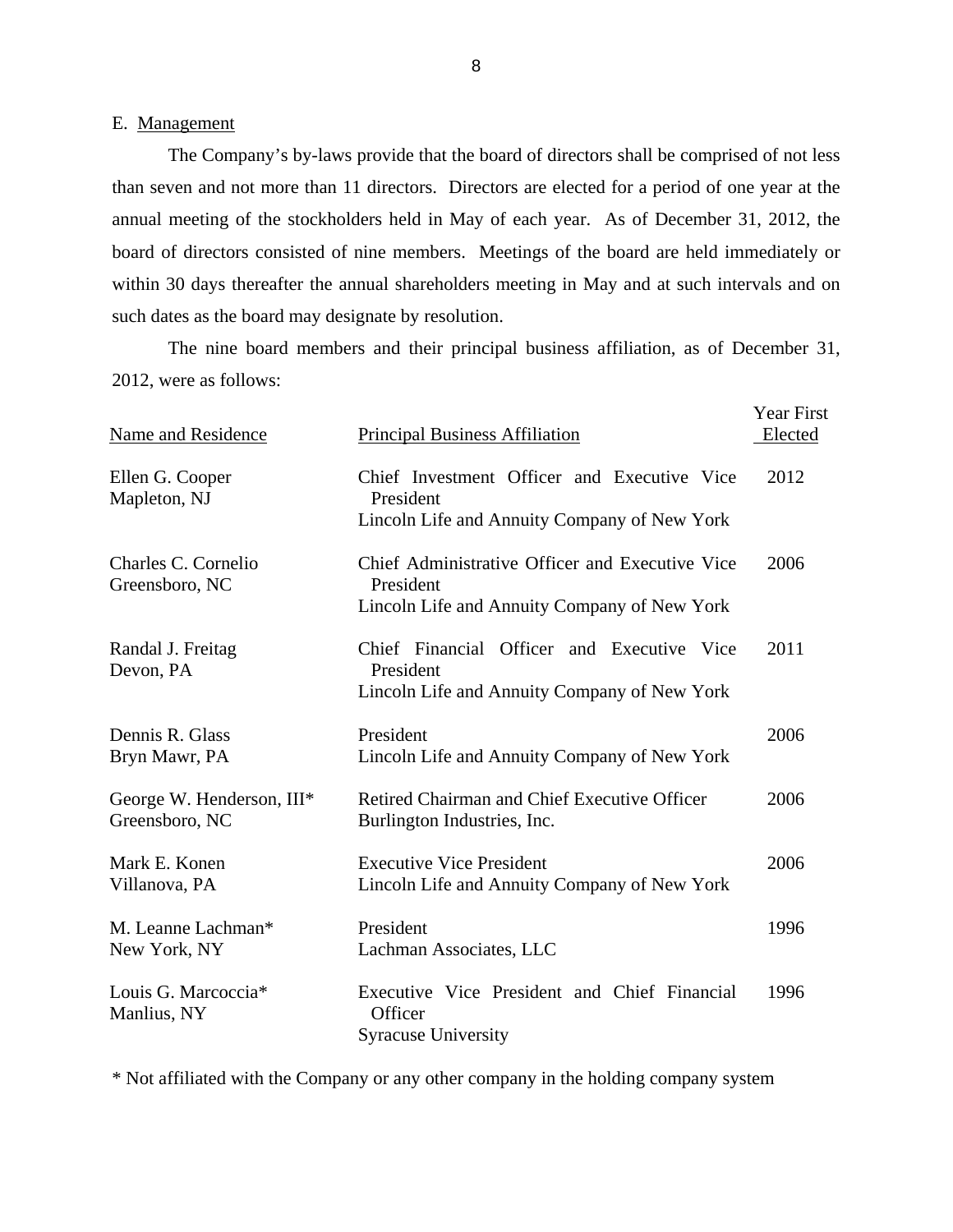E. Management

The Company's by-laws provide that the board of directors shall be comprised of not less than seven and not more than 11 directors. Directors are elected for a period of one year at the annual meeting of the stockholders held in May of each year. As of December 31, 2012, the board of directors consisted of nine members. Meetings of the board are held immediately or within 30 days thereafter the annual shareholders meeting in May and at such intervals and on such dates as the board may designate by resolution.

The nine board members and their principal business affiliation, as of December 31, 2012, were as follows:

| Name and Residence | Principal Business Affiliation | Year First Elected |
|---|---|---|
| Ellen G. Cooper<br>Mapleton, NJ | Chief Investment Officer and Executive Vice President<br>Lincoln Life and Annuity Company of New York | 2012 |
| Charles C. Cornelio<br>Greensboro, NC | Chief Administrative Officer and Executive Vice President<br>Lincoln Life and Annuity Company of New York | 2006 |
| Randal J. Freitag<br>Devon, PA | Chief Financial Officer and Executive Vice President<br>Lincoln Life and Annuity Company of New York | 2011 |
| Dennis R. Glass<br>Bryn Mawr, PA | President<br>Lincoln Life and Annuity Company of New York | 2006 |
| George W. Henderson, III*<br>Greensboro, NC | Retired Chairman and Chief Executive Officer<br>Burlington Industries, Inc. | 2006 |
| Mark E. Konen<br>Villanova, PA | Executive Vice President<br>Lincoln Life and Annuity Company of New York | 2006 |
| M. Leanne Lachman*<br>New York, NY | President<br>Lachman Associates, LLC | 1996 |
| Louis G. Marcoccia*<br>Manlius, NY | Executive Vice President and Chief Financial Officer<br>Syracuse University | 1996 |

* Not affiliated with the Company or any other company in the holding company system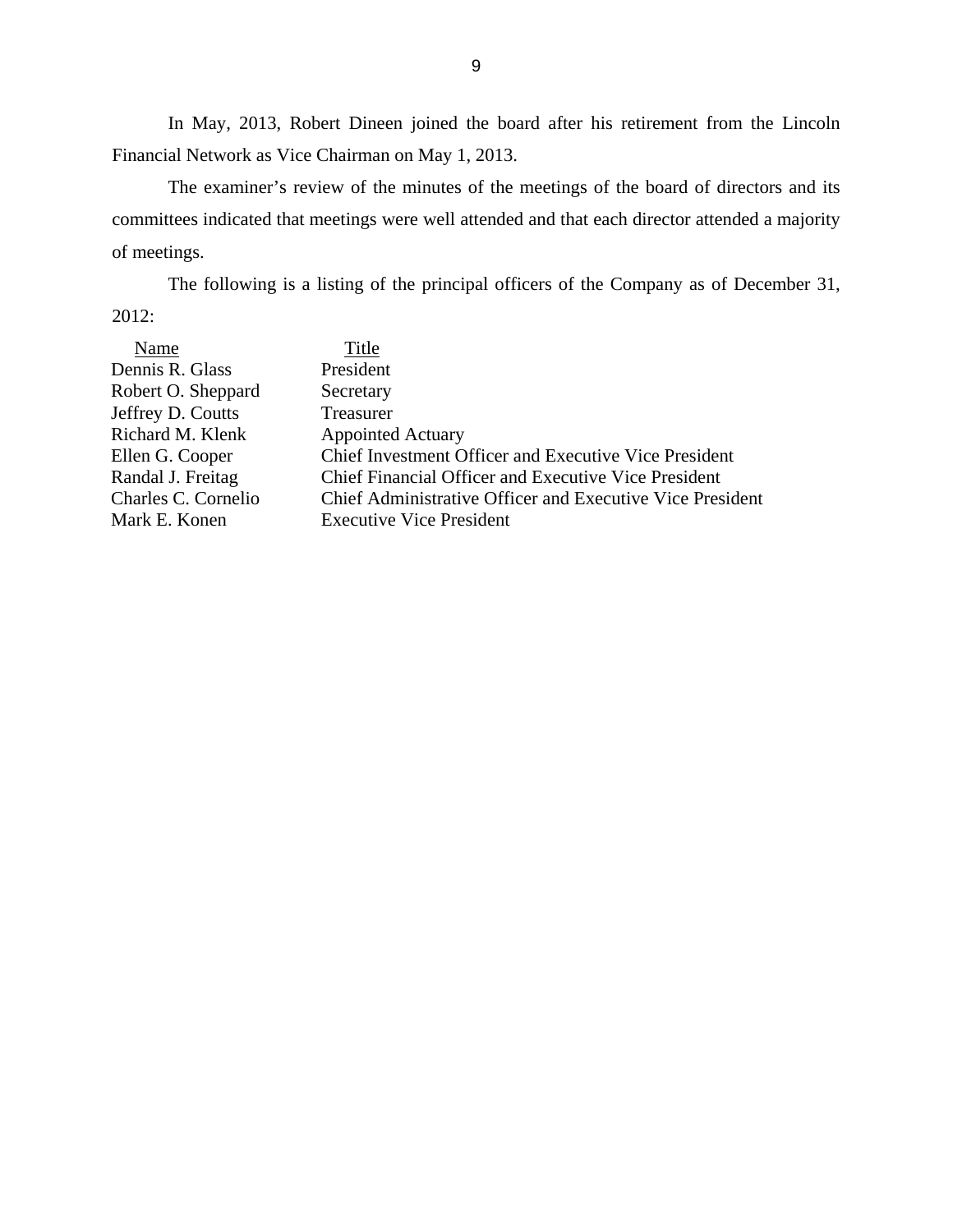In May, 2013, Robert Dineen joined the board after his retirement from the Lincoln Financial Network as Vice Chairman on May 1, 2013.

The examiner's review of the minutes of the meetings of the board of directors and its committees indicated that meetings were well attended and that each director attended a majority of meetings.

The following is a listing of the principal officers of the Company as of December 31, 2012:

| Name | Title |
|---|---|
| Dennis R. Glass | President |
| Robert O. Sheppard | Secretary |
| Jeffrey D. Coutts | Treasurer |
| Richard M. Klenk | Appointed Actuary |
| Ellen G. Cooper | Chief Investment Officer and Executive Vice President |
| Randal J. Freitag | Chief Financial Officer and Executive Vice President |
| Charles C. Cornelio | Chief Administrative Officer and Executive Vice President |
| Mark E. Konen | Executive Vice President |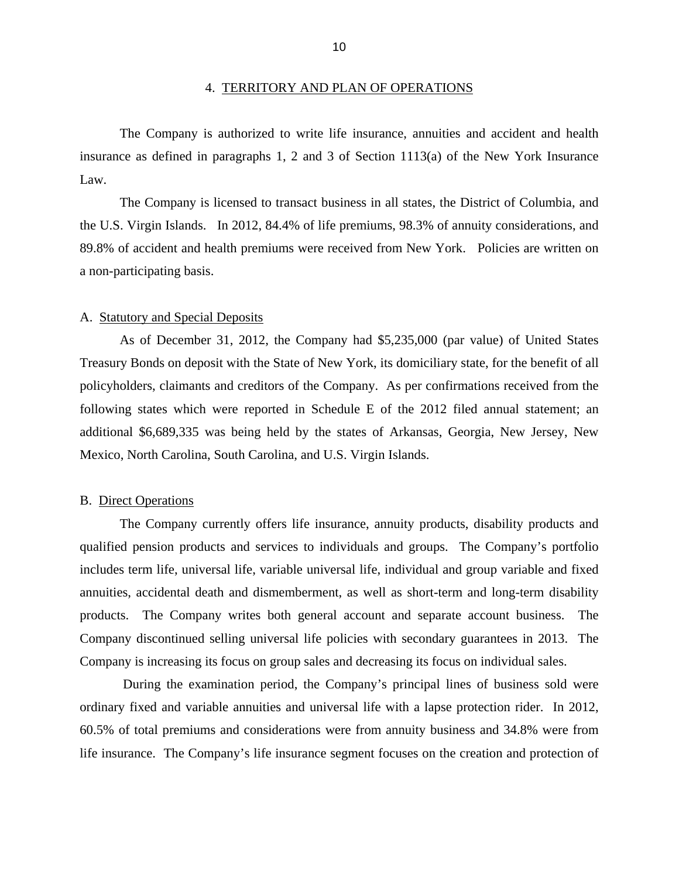## 4. TERRITORY AND PLAN OF OPERATIONS

The Company is authorized to write life insurance, annuities and accident and health insurance as defined in paragraphs 1, 2 and 3 of Section 1113(a) of the New York Insurance Law.

The Company is licensed to transact business in all states, the District of Columbia, and the U.S. Virgin Islands. In 2012, 84.4% of life premiums, 98.3% of annuity considerations, and 89.8% of accident and health premiums were received from New York. Policies are written on a non-participating basis.

### A. Statutory and Special Deposits

As of December 31, 2012, the Company had $5,235,000 (par value) of United States Treasury Bonds on deposit with the State of New York, its domiciliary state, for the benefit of all policyholders, claimants and creditors of the Company. As per confirmations received from the following states which were reported in Schedule E of the 2012 filed annual statement; an additional $6,689,335 was being held by the states of Arkansas, Georgia, New Jersey, New Mexico, North Carolina, South Carolina, and U.S. Virgin Islands.

### B. Direct Operations

The Company currently offers life insurance, annuity products, disability products and qualified pension products and services to individuals and groups. The Company's portfolio includes term life, universal life, variable universal life, individual and group variable and fixed annuities, accidental death and dismemberment, as well as short-term and long-term disability products. The Company writes both general account and separate account business. The Company discontinued selling universal life policies with secondary guarantees in 2013. The Company is increasing its focus on group sales and decreasing its focus on individual sales.

During the examination period, the Company's principal lines of business sold were ordinary fixed and variable annuities and universal life with a lapse protection rider. In 2012, 60.5% of total premiums and considerations were from annuity business and 34.8% were from life insurance. The Company's life insurance segment focuses on the creation and protection of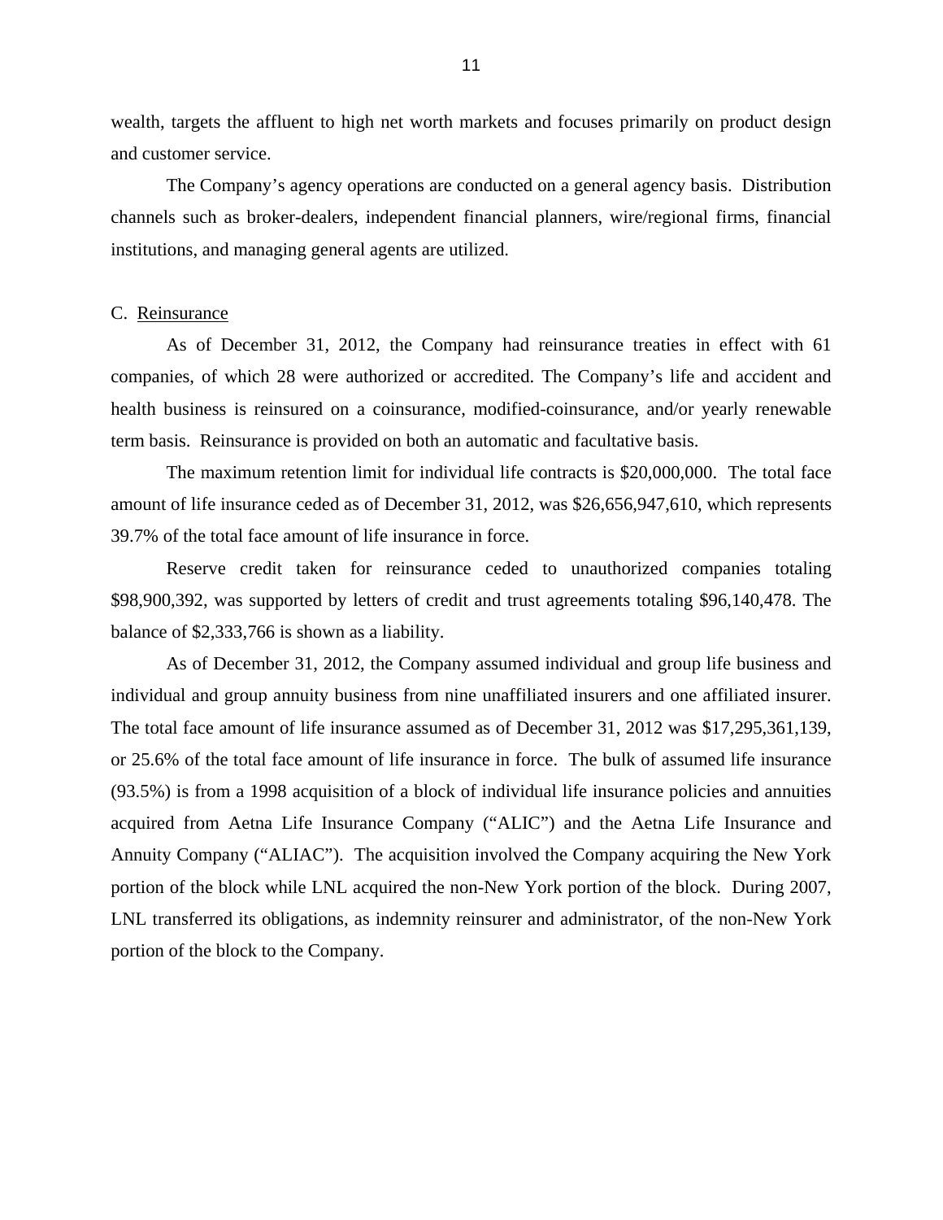wealth, targets the affluent to high net worth markets and focuses primarily on product design and customer service.

The Company's agency operations are conducted on a general agency basis. Distribution channels such as broker-dealers, independent financial planners, wire/regional firms, financial institutions, and managing general agents are utilized.

C. Reinsurance

As of December 31, 2012, the Company had reinsurance treaties in effect with 61 companies, of which 28 were authorized or accredited. The Company's life and accident and health business is reinsured on a coinsurance, modified-coinsurance, and/or yearly renewable term basis. Reinsurance is provided on both an automatic and facultative basis.

The maximum retention limit for individual life contracts is $20,000,000. The total face amount of life insurance ceded as of December 31, 2012, was $26,656,947,610, which represents 39.7% of the total face amount of life insurance in force.

Reserve credit taken for reinsurance ceded to unauthorized companies totaling $98,900,392, was supported by letters of credit and trust agreements totaling $96,140,478. The balance of $2,333,766 is shown as a liability.

As of December 31, 2012, the Company assumed individual and group life business and individual and group annuity business from nine unaffiliated insurers and one affiliated insurer. The total face amount of life insurance assumed as of December 31, 2012 was $17,295,361,139, or 25.6% of the total face amount of life insurance in force. The bulk of assumed life insurance (93.5%) is from a 1998 acquisition of a block of individual life insurance policies and annuities acquired from Aetna Life Insurance Company ("ALIC") and the Aetna Life Insurance and Annuity Company ("ALIAC"). The acquisition involved the Company acquiring the New York portion of the block while LNL acquired the non-New York portion of the block. During 2007, LNL transferred its obligations, as indemnity reinsurer and administrator, of the non-New York portion of the block to the Company.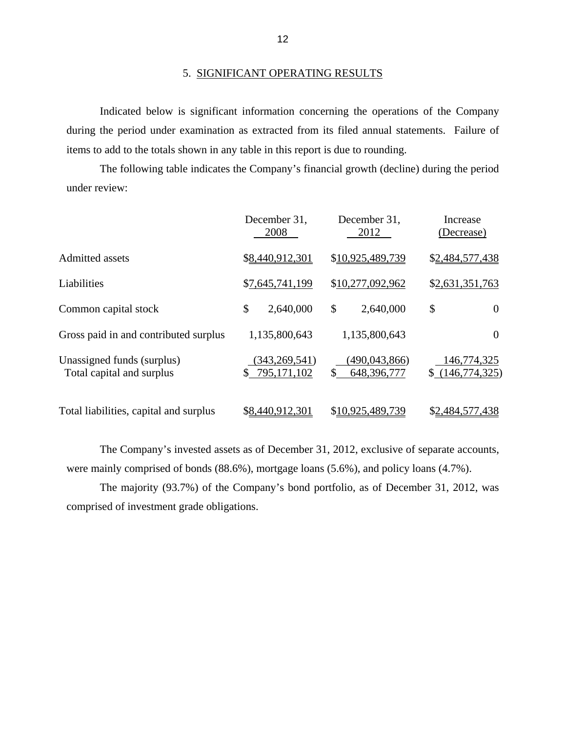## 5. SIGNIFICANT OPERATING RESULTS

Indicated below is significant information concerning the operations of the Company during the period under examination as extracted from its filed annual statements. Failure of items to add to the totals shown in any table in this report is due to rounding.

The following table indicates the Company's financial growth (decline) during the period under review:

| | December 31, 2008 | December 31, 2012 | Increase (Decrease) |
|---|---|---|---|
| Admitted assets | $8,440,912,301 | $10,925,489,739 | $2,484,577,438 |
| Liabilities | $7,645,741,199 | $10,277,092,962 | $2,631,351,763 |
| Common capital stock | $ 2,640,000 | $ 2,640,000 | $ 0 |
| Gross paid in and contributed surplus | 1,135,800,643 | 1,135,800,643 | 0 |
| Unassigned funds (surplus) | (343,269,541) | (490,043,866) | 146,774,325 |
| Total capital and surplus | $ 795,171,102 | $ 648,396,777 | $ (146,774,325) |
| Total liabilities, capital and surplus | $8,440,912,301 | $10,925,489,739 | $2,484,577,438 |

The Company's invested assets as of December 31, 2012, exclusive of separate accounts, were mainly comprised of bonds (88.6%), mortgage loans (5.6%), and policy loans (4.7%).

The majority (93.7%) of the Company's bond portfolio, as of December 31, 2012, was comprised of investment grade obligations.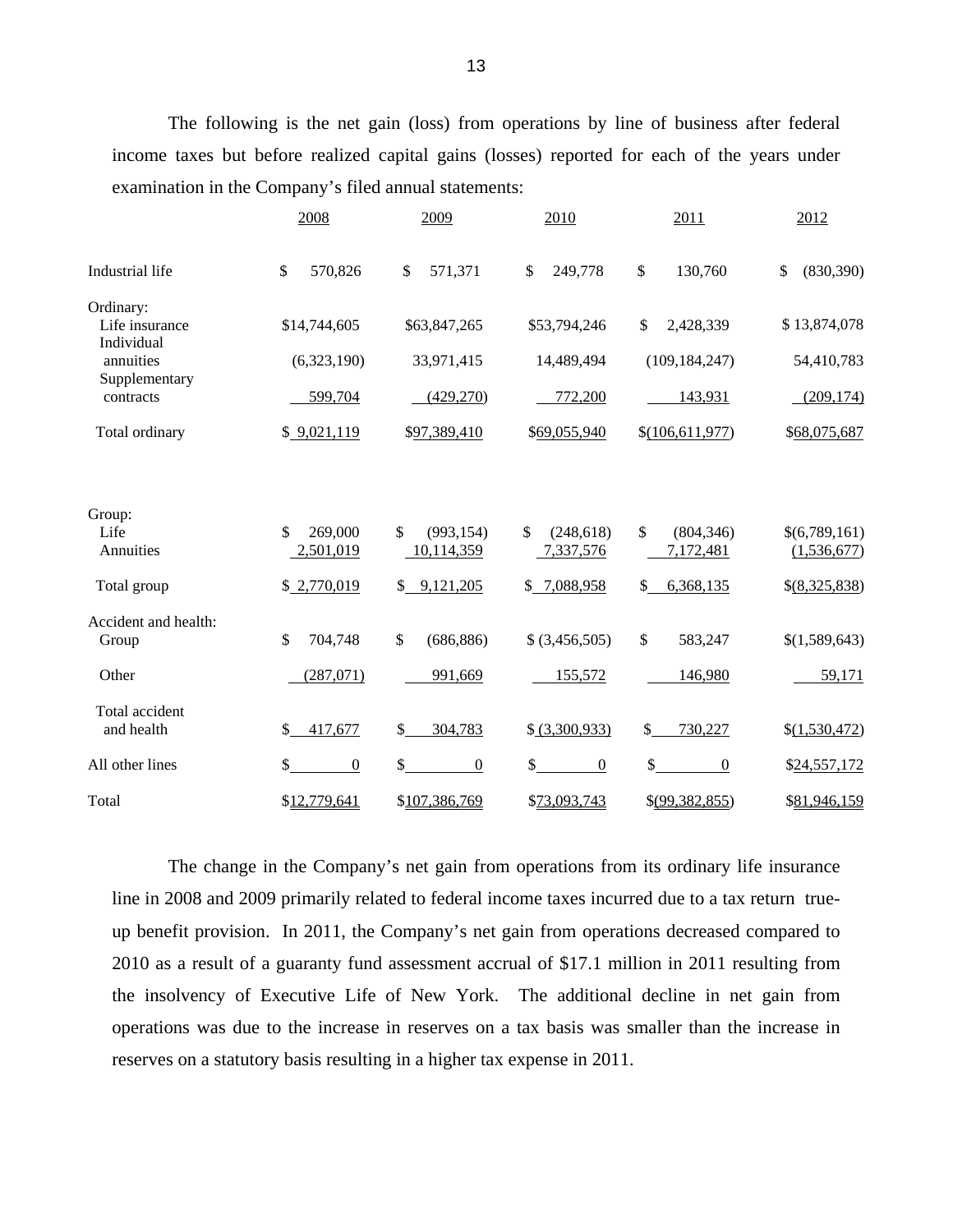The following is the net gain (loss) from operations by line of business after federal income taxes but before realized capital gains (losses) reported for each of the years under examination in the Company's filed annual statements:

| | 2008 | 2009 | 2010 | 2011 | 2012 |
|---|---|---|---|---|---|
| Industrial life | $ 570,826 | $ 571,371 | $ 249,778 | $ 130,760 | $ (830,390) |
| Ordinary: | | | | | |
| Life insurance | $14,744,605 | $63,847,265 | $53,794,246 | $ 2,428,339 | $ 13,874,078 |
| Individual annuities | (6,323,190) | 33,971,415 | 14,489,494 | (109,184,247) | 54,410,783 |
| Supplementary contracts | 599,704 | (429,270) | 772,200 | 143,931 | (209,174) |
| Total ordinary | $ 9,021,119 | $97,389,410 | $69,055,940 | $(106,611,977) | $68,075,687 |
| Group: | | | | | |
| Life | $ 269,000 | $ (993,154) | $ (248,618) | $ (804,346) | $(6,789,161) |
| Annuities | 2,501,019 | 10,114,359 | 7,337,576 | 7,172,481 | (1,536,677) |
| Total group | $ 2,770,019 | $ 9,121,205 | $ 7,088,958 | $ 6,368,135 | $(8,325,838) |
| Accident and health: | | | | | |
| Group | $ 704,748 | $ (686,886) | $ (3,456,505) | $ 583,247 | $(1,589,643) |
| Other | (287,071) | 991,669 | 155,572 | 146,980 | 59,171 |
| Total accident and health | $ 417,677 | $ 304,783 | $ (3,300,933) | $ 730,227 | $(1,530,472) |
| All other lines | $ 0 | $ 0 | $ 0 | $ 0 | $24,557,172 |
| Total | $12,779,641 | $107,386,769 | $73,093,743 | $(99,382,855) | $81,946,159 |

The change in the Company's net gain from operations from its ordinary life insurance line in 2008 and 2009 primarily related to federal income taxes incurred due to a tax return true-up benefit provision. In 2011, the Company's net gain from operations decreased compared to 2010 as a result of a guaranty fund assessment accrual of $17.1 million in 2011 resulting from the insolvency of Executive Life of New York. The additional decline in net gain from operations was due to the increase in reserves on a tax basis was smaller than the increase in reserves on a statutory basis resulting in a higher tax expense in 2011.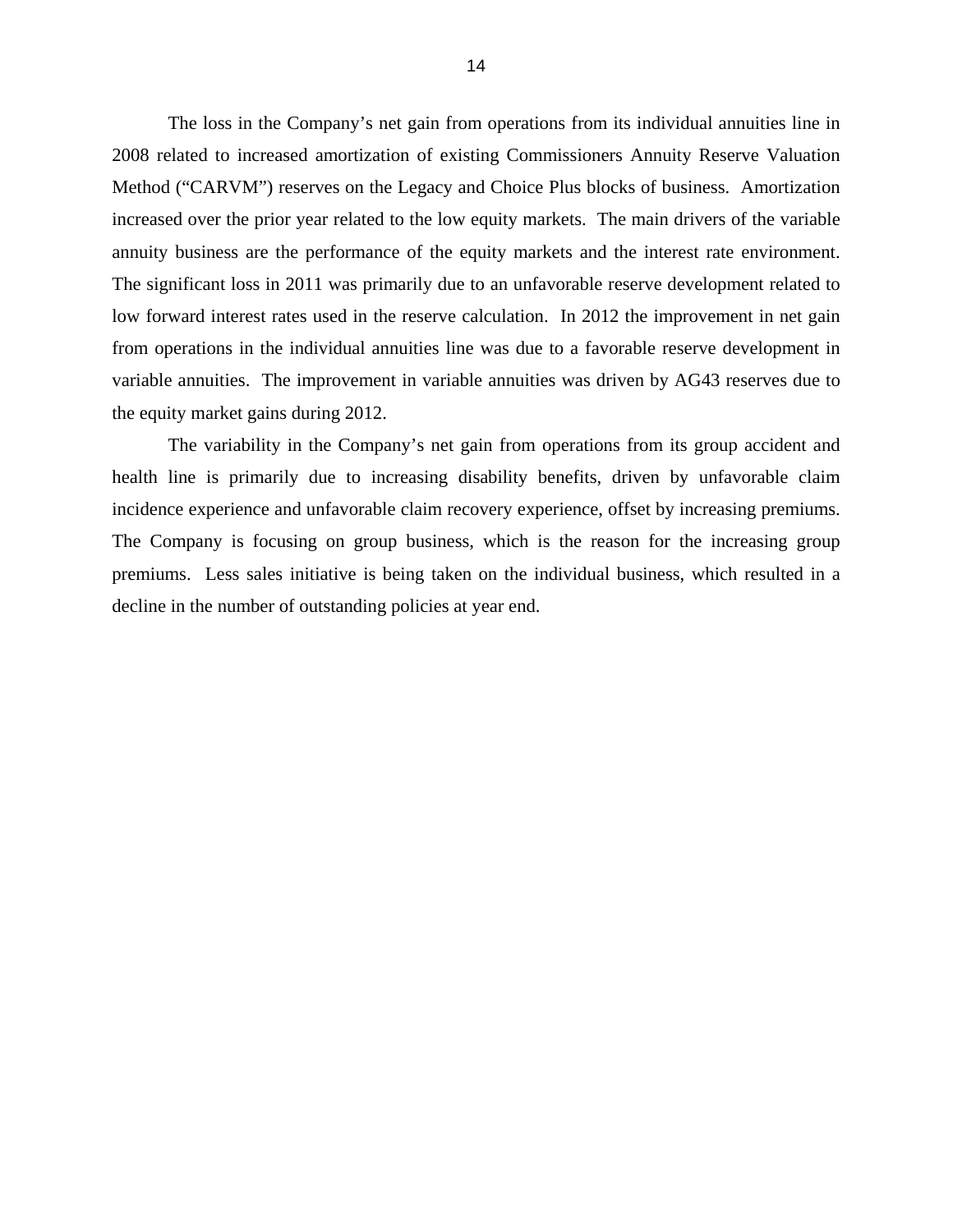The loss in the Company's net gain from operations from its individual annuities line in 2008 related to increased amortization of existing Commissioners Annuity Reserve Valuation Method ("CARVM") reserves on the Legacy and Choice Plus blocks of business. Amortization increased over the prior year related to the low equity markets. The main drivers of the variable annuity business are the performance of the equity markets and the interest rate environment. The significant loss in 2011 was primarily due to an unfavorable reserve development related to low forward interest rates used in the reserve calculation. In 2012 the improvement in net gain from operations in the individual annuities line was due to a favorable reserve development in variable annuities. The improvement in variable annuities was driven by AG43 reserves due to the equity market gains during 2012.

The variability in the Company's net gain from operations from its group accident and health line is primarily due to increasing disability benefits, driven by unfavorable claim incidence experience and unfavorable claim recovery experience, offset by increasing premiums. The Company is focusing on group business, which is the reason for the increasing group premiums. Less sales initiative is being taken on the individual business, which resulted in a decline in the number of outstanding policies at year end.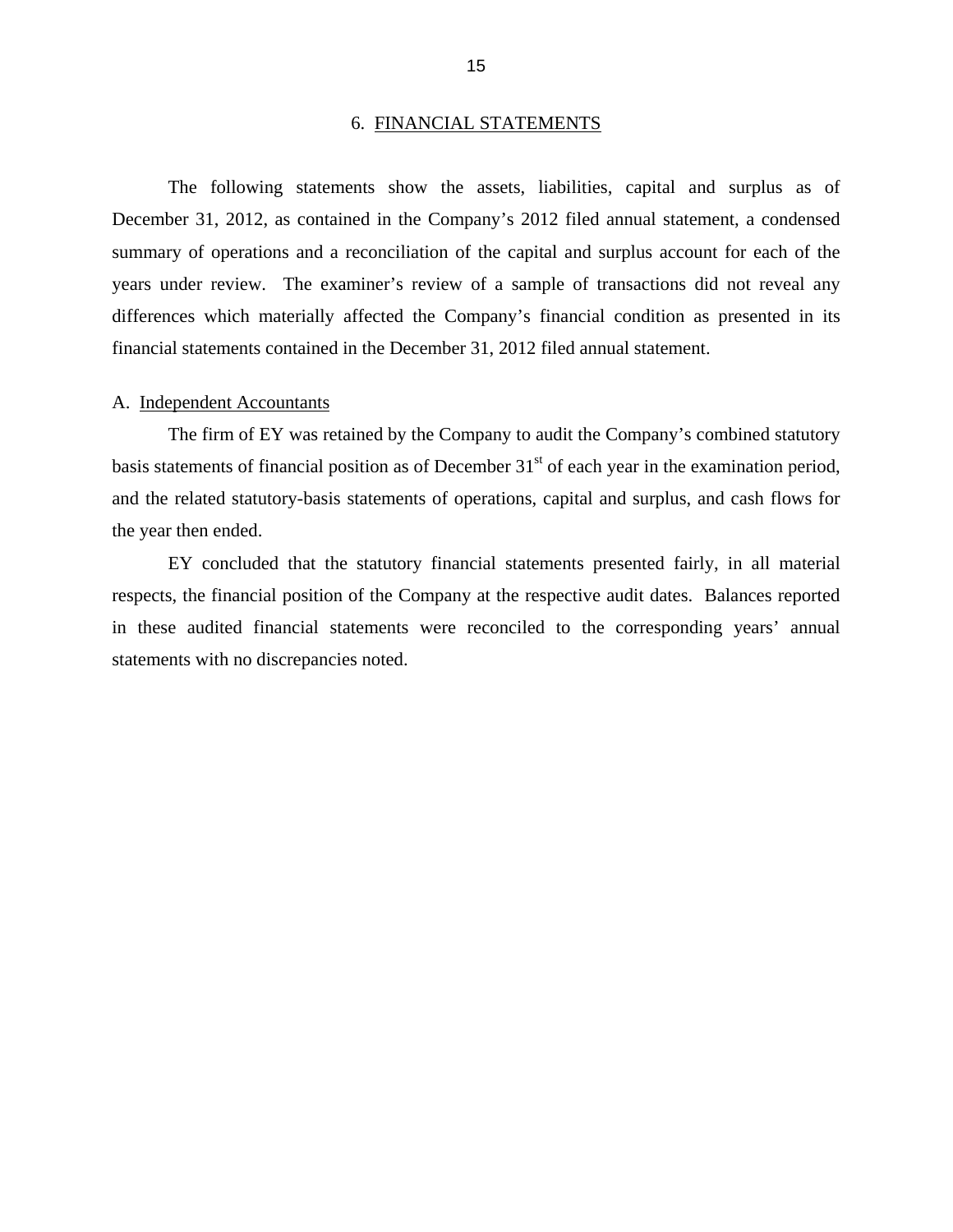## 6. FINANCIAL STATEMENTS

The following statements show the assets, liabilities, capital and surplus as of December 31, 2012, as contained in the Company's 2012 filed annual statement, a condensed summary of operations and a reconciliation of the capital and surplus account for each of the years under review. The examiner's review of a sample of transactions did not reveal any differences which materially affected the Company's financial condition as presented in its financial statements contained in the December 31, 2012 filed annual statement.

### A. Independent Accountants

The firm of EY was retained by the Company to audit the Company's combined statutory basis statements of financial position as of December 31st of each year in the examination period, and the related statutory-basis statements of operations, capital and surplus, and cash flows for the year then ended.

EY concluded that the statutory financial statements presented fairly, in all material respects, the financial position of the Company at the respective audit dates. Balances reported in these audited financial statements were reconciled to the corresponding years' annual statements with no discrepancies noted.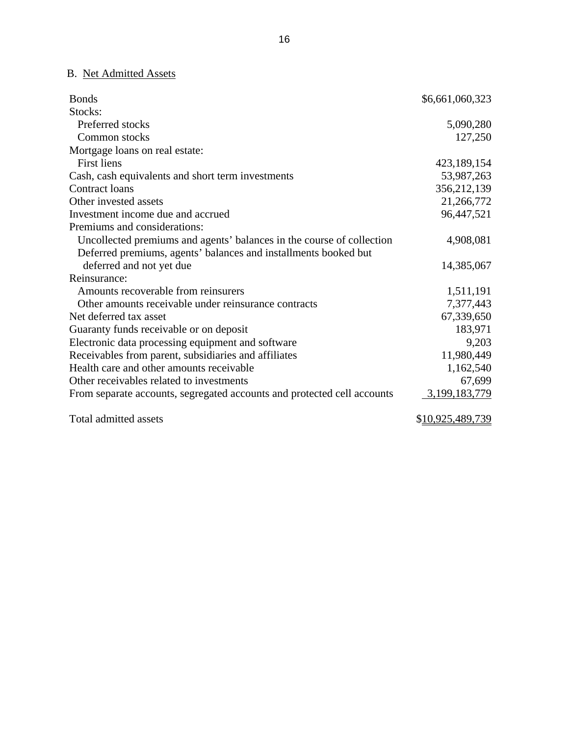B. Net Admitted Assets

| | |
|---|---:|
| Bonds | $6,661,060,323 |
| Stocks: | |
| Preferred stocks | 5,090,280 |
| Common stocks | 127,250 |
| Mortgage loans on real estate: | |
| First liens | 423,189,154 |
| Cash, cash equivalents and short term investments | 53,987,263 |
| Contract loans | 356,212,139 |
| Other invested assets | 21,266,772 |
| Investment income due and accrued | 96,447,521 |
| Premiums and considerations: | |
| Uncollected premiums and agents' balances in the course of collection | 4,908,081 |
| Deferred premiums, agents' balances and installments booked but deferred and not yet due | 14,385,067 |
| Reinsurance: | |
| Amounts recoverable from reinsurers | 1,511,191 |
| Other amounts receivable under reinsurance contracts | 7,377,443 |
| Net deferred tax asset | 67,339,650 |
| Guaranty funds receivable or on deposit | 183,971 |
| Electronic data processing equipment and software | 9,203 |
| Receivables from parent, subsidiaries and affiliates | 11,980,449 |
| Health care and other amounts receivable | 1,162,540 |
| Other receivables related to investments | 67,699 |
| From separate accounts, segregated accounts and protected cell accounts | 3,199,183,779 |
| Total admitted assets | $10,925,489,739 |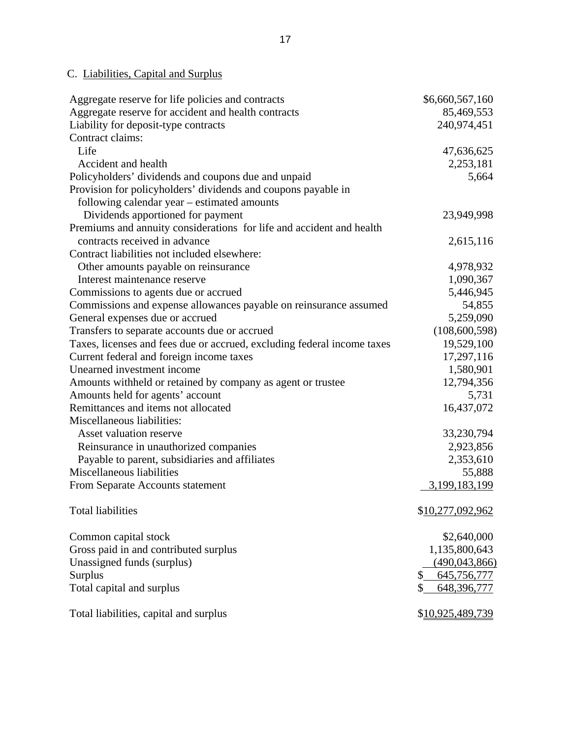C. Liabilities, Capital and Surplus

| | |
|---|---|
| Aggregate reserve for life policies and contracts | $6,660,567,160 |
| Aggregate reserve for accident and health contracts | 85,469,553 |
| Liability for deposit-type contracts | 240,974,451 |
| Contract claims: | |
| Life | 47,636,625 |
| Accident and health | 2,253,181 |
| Policyholders' dividends and coupons due and unpaid | 5,664 |
| Provision for policyholders' dividends and coupons payable in following calendar year – estimated amounts | |
| Dividends apportioned for payment | 23,949,998 |
| Premiums and annuity considerations for life and accident and health contracts received in advance | 2,615,116 |
| Contract liabilities not included elsewhere: | |
| Other amounts payable on reinsurance | 4,978,932 |
| Interest maintenance reserve | 1,090,367 |
| Commissions to agents due or accrued | 5,446,945 |
| Commissions and expense allowances payable on reinsurance assumed | 54,855 |
| General expenses due or accrued | 5,259,090 |
| Transfers to separate accounts due or accrued | (108,600,598) |
| Taxes, licenses and fees due or accrued, excluding federal income taxes | 19,529,100 |
| Current federal and foreign income taxes | 17,297,116 |
| Unearned investment income | 1,580,901 |
| Amounts withheld or retained by company as agent or trustee | 12,794,356 |
| Amounts held for agents' account | 5,731 |
| Remittances and items not allocated | 16,437,072 |
| Miscellaneous liabilities: | |
| Asset valuation reserve | 33,230,794 |
| Reinsurance in unauthorized companies | 2,923,856 |
| Payable to parent, subsidiaries and affiliates | 2,353,610 |
| Miscellaneous liabilities | 55,888 |
| From Separate Accounts statement | 3,199,183,199 |
| | |
| Total liabilities | $10,277,092,962 |
| | |
| Common capital stock | $2,640,000 |
| Gross paid in and contributed surplus | 1,135,800,643 |
| Unassigned funds (surplus) | (490,043,866) |
| Surplus | $ 645,756,777 |
| Total capital and surplus | $ 648,396,777 |
| | |
| Total liabilities, capital and surplus | $10,925,489,739 |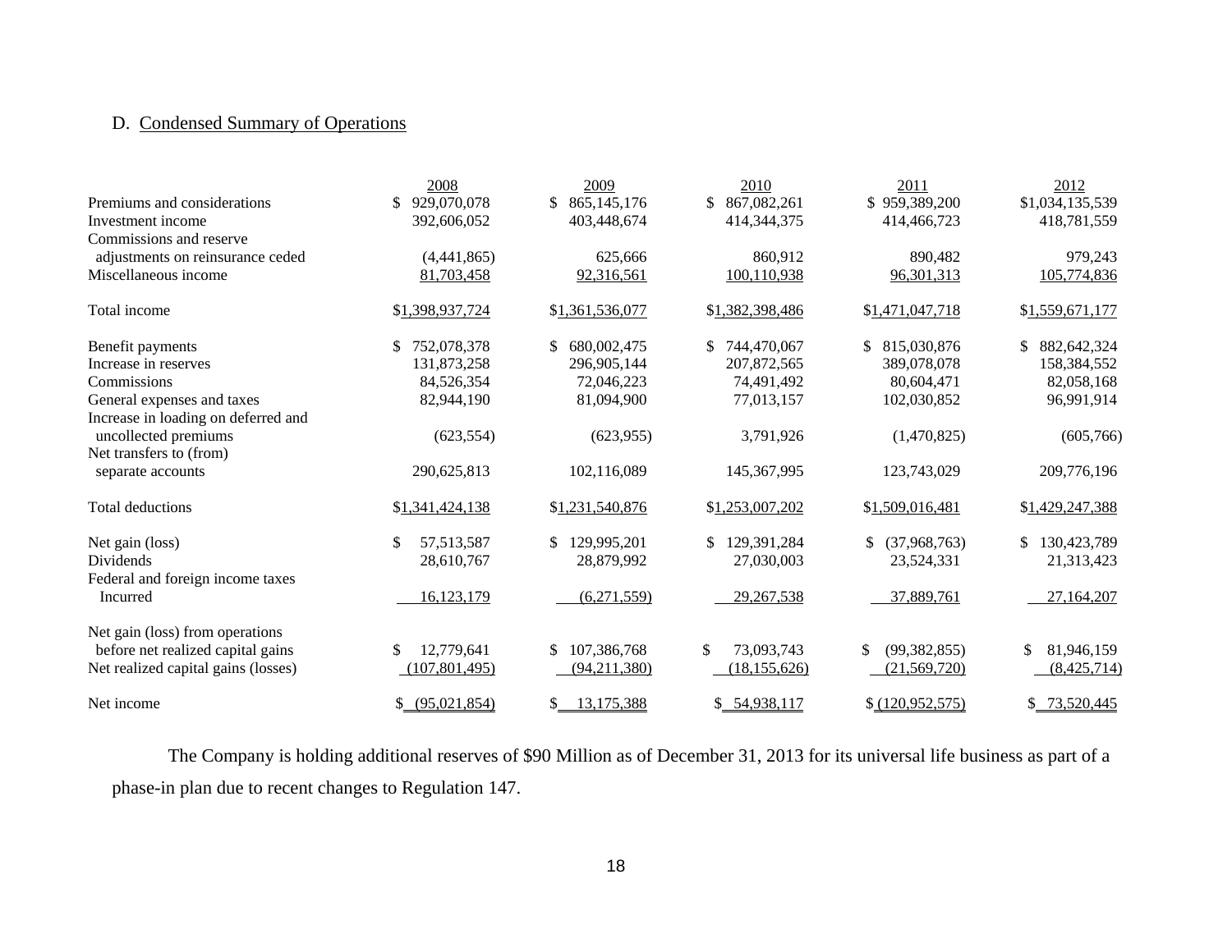D. Condensed Summary of Operations

| | 2008 | 2009 | 2010 | 2011 | 2012 |
|---|---|---|---|---|---|
| Premiums and considerations | $ 929,070,078 | $ 865,145,176 | $ 867,082,261 | $ 959,389,200 | $1,034,135,539 |
| Investment income | 392,606,052 | 403,448,674 | 414,344,375 | 414,466,723 | 418,781,559 |
| Commissions and reserve adjustments on reinsurance ceded | (4,441,865) | 625,666 | 860,912 | 890,482 | 979,243 |
| Miscellaneous income | 81,703,458 | 92,316,561 | 100,110,938 | 96,301,313 | 105,774,836 |
| Total income | $1,398,937,724 | $1,361,536,077 | $1,382,398,486 | $1,471,047,718 | $1,559,671,177 |
| Benefit payments | $ 752,078,378 | $ 680,002,475 | $ 744,470,067 | $ 815,030,876 | $ 882,642,324 |
| Increase in reserves | 131,873,258 | 296,905,144 | 207,872,565 | 389,078,078 | 158,384,552 |
| Commissions | 84,526,354 | 72,046,223 | 74,491,492 | 80,604,471 | 82,058,168 |
| General expenses and taxes | 82,944,190 | 81,094,900 | 77,013,157 | 102,030,852 | 96,991,914 |
| Increase in loading on deferred and uncollected premiums | (623,554) | (623,955) | 3,791,926 | (1,470,825) | (605,766) |
| Net transfers to (from) separate accounts | 290,625,813 | 102,116,089 | 145,367,995 | 123,743,029 | 209,776,196 |
| Total deductions | $1,341,424,138 | $1,231,540,876 | $1,253,007,202 | $1,509,016,481 | $1,429,247,388 |
| Net gain (loss) | $ 57,513,587 | $ 129,995,201 | $ 129,391,284 | $ (37,968,763) | $ 130,423,789 |
| Dividends | 28,610,767 | 28,879,992 | 27,030,003 | 23,524,331 | 21,313,423 |
| Federal and foreign income taxes Incurred | 16,123,179 | (6,271,559) | 29,267,538 | 37,889,761 | 27,164,207 |
| Net gain (loss) from operations before net realized capital gains | $ 12,779,641 | $ 107,386,768 | $ 73,093,743 | $ (99,382,855) | $ 81,946,159 |
| Net realized capital gains (losses) | (107,801,495) | (94,211,380) | (18,155,626) | (21,569,720) | (8,425,714) |
| Net income | $ (95,021,854) | $ 13,175,388 | $ 54,938,117 | $ (120,952,575) | $ 73,520,445 |

The Company is holding additional reserves of $90 Million as of December 31, 2013 for its universal life business as part of a phase-in plan due to recent changes to Regulation 147.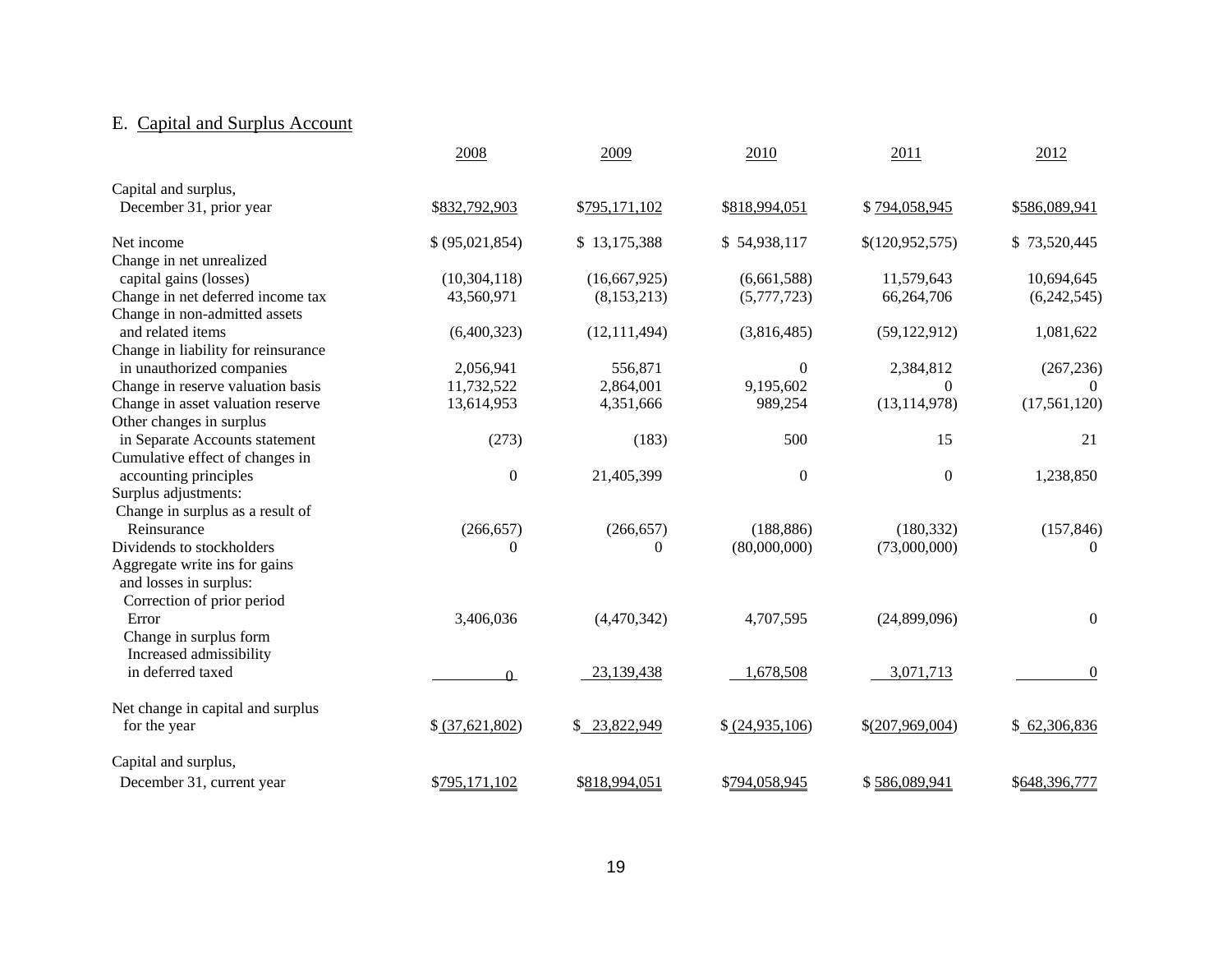## E. Capital and Surplus Account

| | 2008 | 2009 | 2010 | 2011 | 2012 |
|---|---|---|---|---|---|
| Capital and surplus, December 31, prior year | $832,792,903 | $795,171,102 | $818,994,051 | $ 794,058,945 | $586,089,941 |
| Net income | $ (95,021,854) | $ 13,175,388 | $ 54,938,117 | $(120,952,575) | $ 73,520,445 |
| Change in net unrealized capital gains (losses) | (10,304,118) | (16,667,925) | (6,661,588) | 11,579,643 | 10,694,645 |
| Change in net deferred income tax | 43,560,971 | (8,153,213) | (5,777,723) | 66,264,706 | (6,242,545) |
| Change in non-admitted assets and related items | (6,400,323) | (12,111,494) | (3,816,485) | (59,122,912) | 1,081,622 |
| Change in liability for reinsurance in unauthorized companies | 2,056,941 | 556,871 | 0 | 2,384,812 | (267,236) |
| Change in reserve valuation basis | 11,732,522 | 2,864,001 | 9,195,602 | 0 | 0 |
| Change in asset valuation reserve | 13,614,953 | 4,351,666 | 989,254 | (13,114,978) | (17,561,120) |
| Other changes in surplus in Separate Accounts statement | (273) | (183) | 500 | 15 | 21 |
| Cumulative effect of changes in accounting principles | 0 | 21,405,399 | 0 | 0 | 1,238,850 |
| Surplus adjustments: | | | | | |
| Change in surplus as a result of Reinsurance | (266,657) | (266,657) | (188,886) | (180,332) | (157,846) |
| Dividends to stockholders | 0 | 0 | (80,000,000) | (73,000,000) | 0 |
| Aggregate write ins for gains and losses in surplus: | | | | | |
| Correction of prior period Error | 3,406,036 | (4,470,342) | 4,707,595 | (24,899,096) | 0 |
| Change in surplus form Increased admissibility in deferred taxed | 0 | 23,139,438 | 1,678,508 | 3,071,713 | 0 |
| Net change in capital and surplus for the year | $ (37,621,802) | $ 23,822,949 | $ (24,935,106) | $(207,969,004) | $ 62,306,836 |
| Capital and surplus, December 31, current year | $795,171,102 | $818,994,051 | $794,058,945 | $ 586,089,941 | $648,396,777 |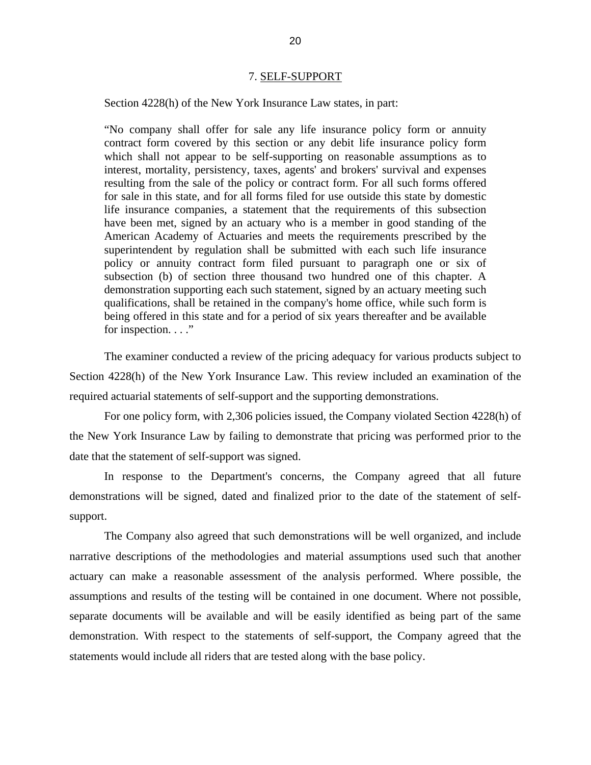## 7. SELF-SUPPORT

Section 4228(h) of the New York Insurance Law states, in part:

> "No company shall offer for sale any life insurance policy form or annuity contract form covered by this section or any debit life insurance policy form which shall not appear to be self-supporting on reasonable assumptions as to interest, mortality, persistency, taxes, agents' and brokers' survival and expenses resulting from the sale of the policy or contract form. For all such forms offered for sale in this state, and for all forms filed for use outside this state by domestic life insurance companies, a statement that the requirements of this subsection have been met, signed by an actuary who is a member in good standing of the American Academy of Actuaries and meets the requirements prescribed by the superintendent by regulation shall be submitted with each such life insurance policy or annuity contract form filed pursuant to paragraph one or six of subsection (b) of section three thousand two hundred one of this chapter. A demonstration supporting each such statement, signed by an actuary meeting such qualifications, shall be retained in the company's home office, while such form is being offered in this state and for a period of six years thereafter and be available for inspection. . . ."

The examiner conducted a review of the pricing adequacy for various products subject to Section 4228(h) of the New York Insurance Law. This review included an examination of the required actuarial statements of self-support and the supporting demonstrations.

For one policy form, with 2,306 policies issued, the Company violated Section 4228(h) of the New York Insurance Law by failing to demonstrate that pricing was performed prior to the date that the statement of self-support was signed.

In response to the Department's concerns, the Company agreed that all future demonstrations will be signed, dated and finalized prior to the date of the statement of self-support.

The Company also agreed that such demonstrations will be well organized, and include narrative descriptions of the methodologies and material assumptions used such that another actuary can make a reasonable assessment of the analysis performed. Where possible, the assumptions and results of the testing will be contained in one document. Where not possible, separate documents will be available and will be easily identified as being part of the same demonstration. With respect to the statements of self-support, the Company agreed that the statements would include all riders that are tested along with the base policy.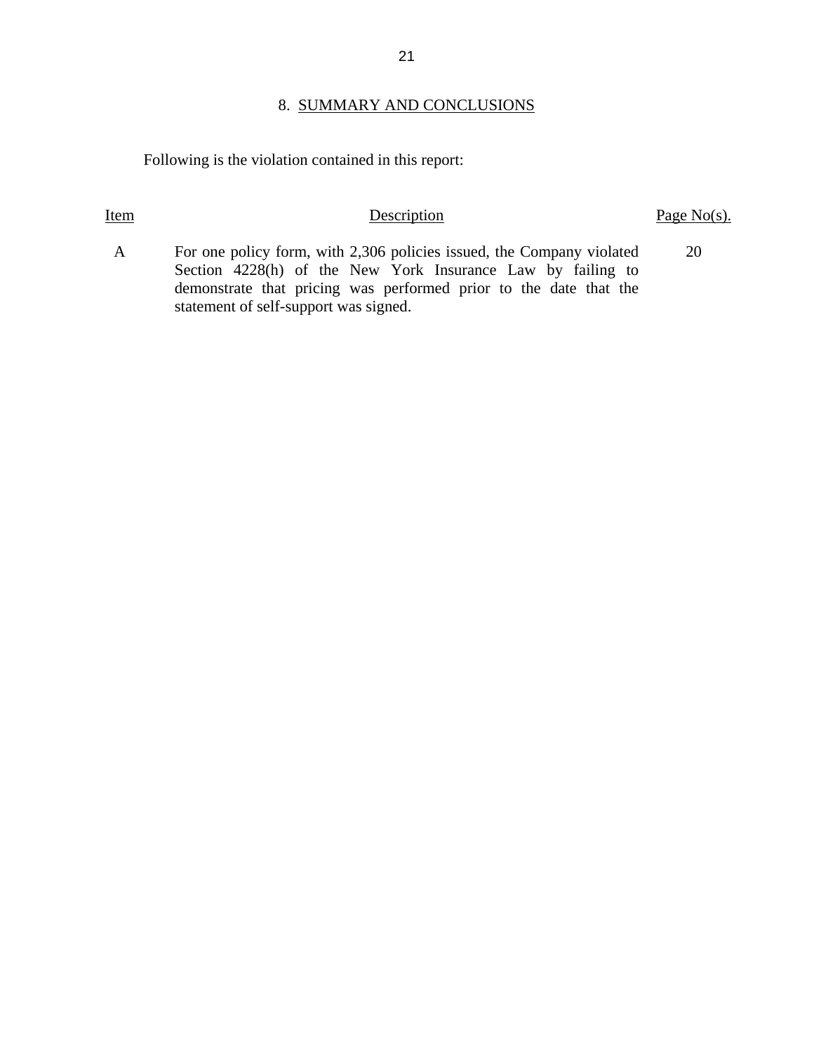## 8. SUMMARY AND CONCLUSIONS

Following is the violation contained in this report:

| Item | Description | Page No(s). |
| --- | --- | --- |
| A | For one policy form, with 2,306 policies issued, the Company violated Section 4228(h) of the New York Insurance Law by failing to demonstrate that pricing was performed prior to the date that the statement of self-support was signed. | 20 |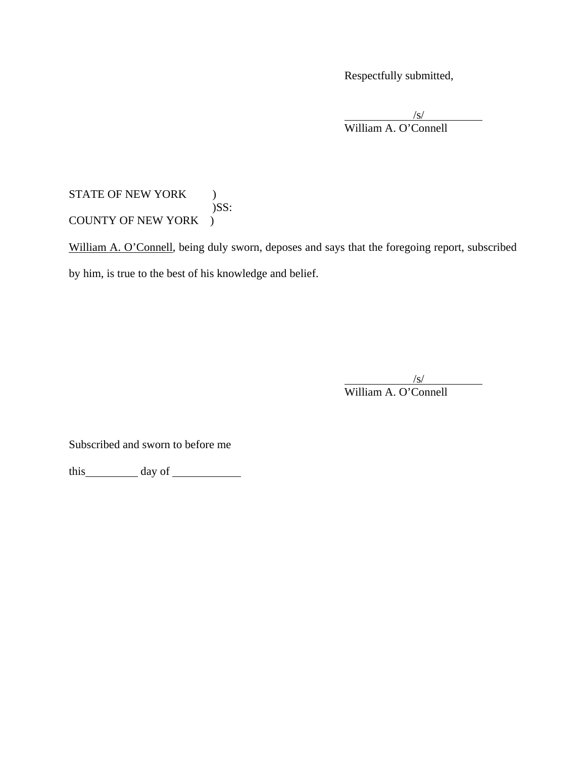Respectfully submitted,

/s/
William A. O'Connell

STATE OF NEW YORK )
)SS:
COUNTY OF NEW YORK )

William A. O'Connell, being duly sworn, deposes and says that the foregoing report, subscribed by him, is true to the best of his knowledge and belief.

/s/
William A. O'Connell

Subscribed and sworn to before me

this__________ day of ____________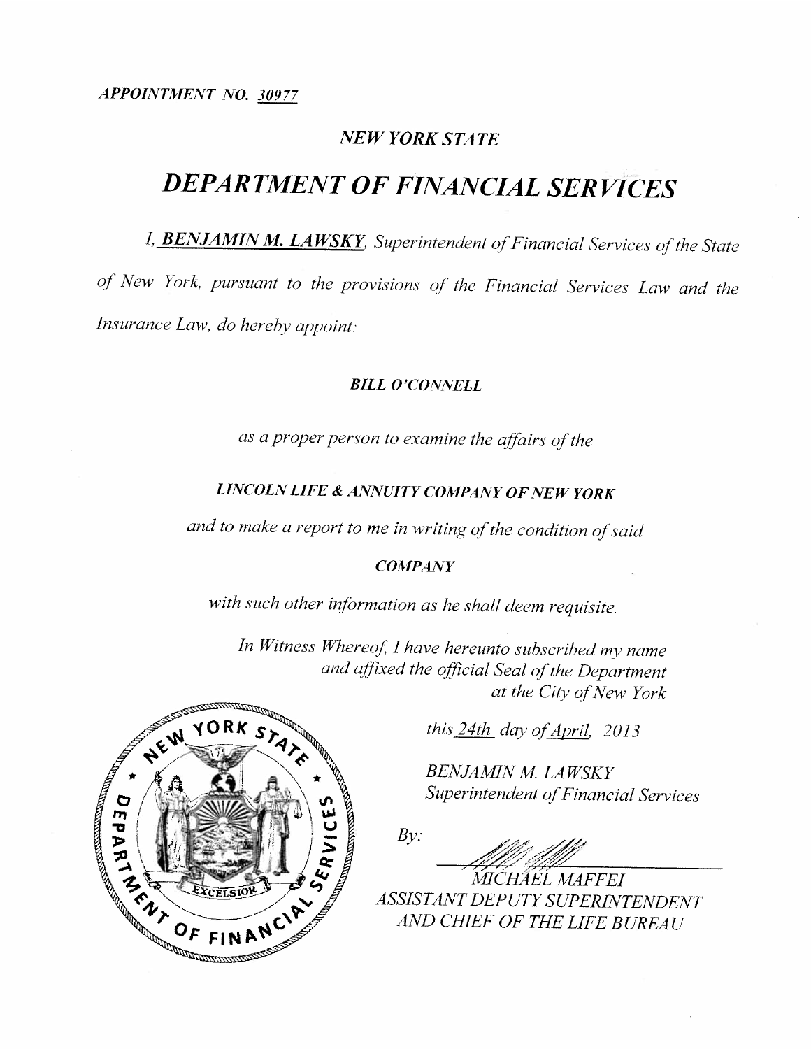*APPOINTMENT NO. 30977*

## *NEW YORK STATE*

# *DEPARTMENT OF FINANCIAL SERVICES*

*I, **BENJAMIN M. LAWSKY**, Superintendent of Financial Services of the State of New York, pursuant to the provisions of the Financial Services Law and the Insurance Law, do hereby appoint:*

***BILL O'CONNELL***

*as a proper person to examine the affairs of the*

***LINCOLN LIFE & ANNUITY COMPANY OF NEW YORK***

*and to make a report to me in writing of the condition of said*

***COMPANY***

*with such other information as he shall deem requisite.*

*In Witness Whereof, I have hereunto subscribed my name and affixed the official Seal of the Department at the City of New York*

*this 24th day of April, 2013*

*BENJAMIN M. LAWSKY*
*Superintendent of Financial Services*

*By:*

*MICHAEL MAFFEI*
*ASSISTANT DEPUTY SUPERINTENDENT AND CHIEF OF THE LIFE BUREAU*

NEW YORK STATE DEPARTMENT OF FINANCIAL SERVICES

EXCELSIOR